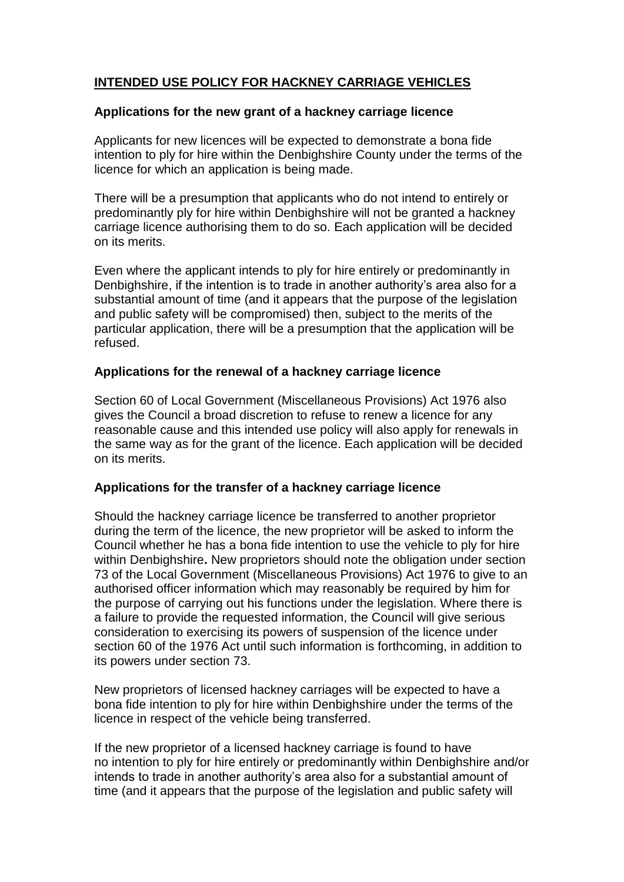# INTENDED USE POLICY FOR HACKNEY CARRIAGE VEHICLES

**Applications for the new grant of a hackney carriage licence**

Applicants for new licences will be expected to demonstrate a bona fide intention to ply for hire within the Denbighshire County under the terms of the licence for which an application is being made.

There will be a presumption that applicants who do not intend to entirely or predominantly ply for hire within Denbighshire will not be granted a hackney carriage licence authorising them to do so. Each application will be decided on its merits.

Even where the applicant intends to ply for hire entirely or predominantly in Denbighshire, if the intention is to trade in another authority's area also for a substantial amount of time (and it appears that the purpose of the legislation and public safety will be compromised) then, subject to the merits of the particular application, there will be a presumption that the application will be refused.

**Applications for the renewal of a hackney carriage licence**

Section 60 of Local Government (Miscellaneous Provisions) Act 1976 also gives the Council a broad discretion to refuse to renew a licence for any reasonable cause and this intended use policy will also apply for renewals in the same way as for the grant of the licence. Each application will be decided on its merits.

**Applications for the transfer of a hackney carriage licence**

Should the hackney carriage licence be transferred to another proprietor during the term of the licence, the new proprietor will be asked to inform the Council whether he has a bona fide intention to use the vehicle to ply for hire within Denbighshire**.** New proprietors should note the obligation under section 73 of the Local Government (Miscellaneous Provisions) Act 1976 to give to an authorised officer information which may reasonably be required by him for the purpose of carrying out his functions under the legislation. Where there is a failure to provide the requested information, the Council will give serious consideration to exercising its powers of suspension of the licence under section 60 of the 1976 Act until such information is forthcoming, in addition to its powers under section 73.

New proprietors of licensed hackney carriages will be expected to have a bona fide intention to ply for hire within Denbighshire under the terms of the licence in respect of the vehicle being transferred.

If the new proprietor of a licensed hackney carriage is found to have no intention to ply for hire entirely or predominantly within Denbighshire and/or intends to trade in another authority's area also for a substantial amount of time (and it appears that the purpose of the legislation and public safety will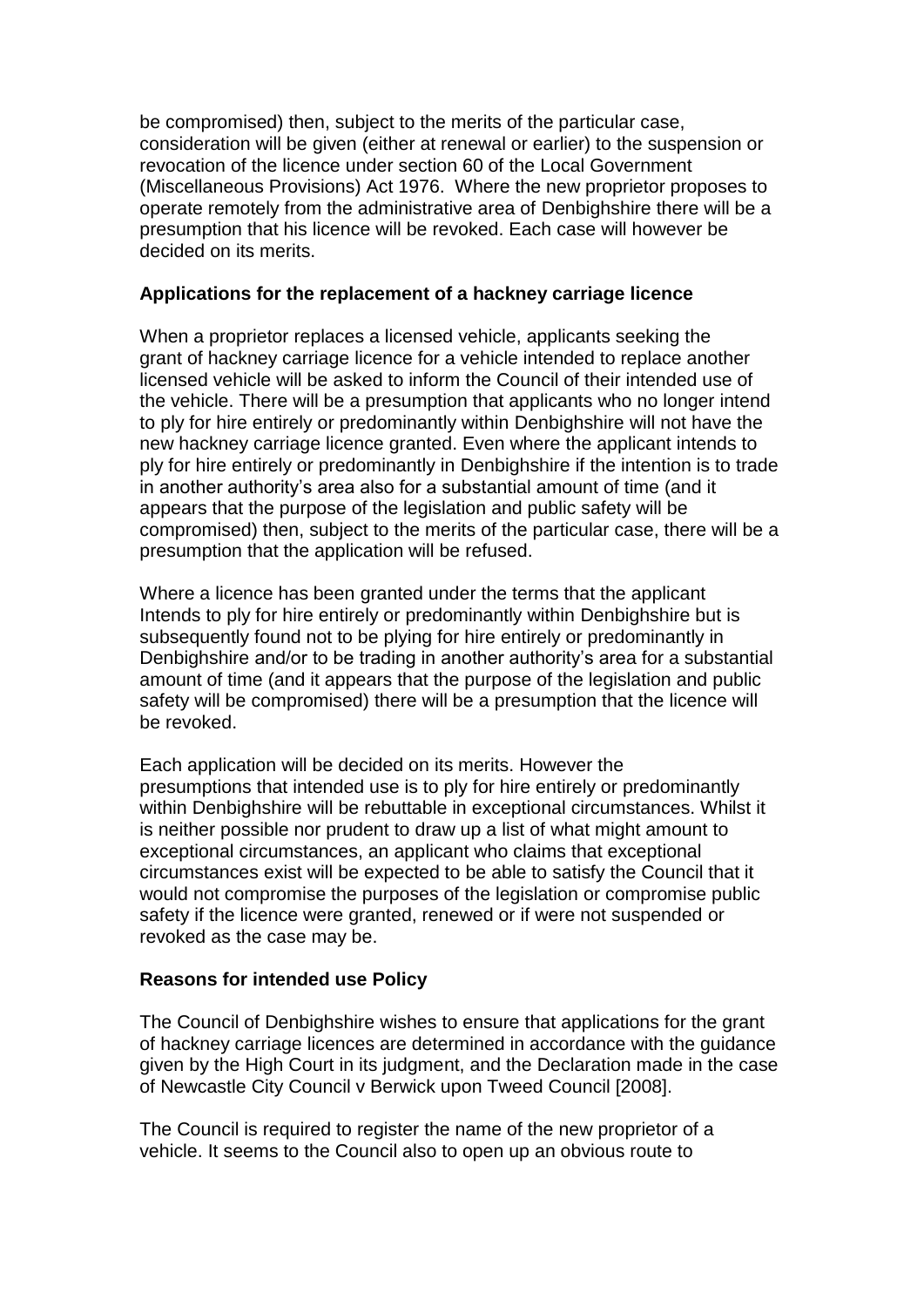be compromised) then, subject to the merits of the particular case, consideration will be given (either at renewal or earlier) to the suspension or revocation of the licence under section 60 of the Local Government (Miscellaneous Provisions) Act 1976. Where the new proprietor proposes to operate remotely from the administrative area of Denbighshire there will be a presumption that his licence will be revoked. Each case will however be decided on its merits.

**Applications for the replacement of a hackney carriage licence**

When a proprietor replaces a licensed vehicle, applicants seeking the grant of hackney carriage licence for a vehicle intended to replace another licensed vehicle will be asked to inform the Council of their intended use of the vehicle. There will be a presumption that applicants who no longer intend to ply for hire entirely or predominantly within Denbighshire will not have the new hackney carriage licence granted. Even where the applicant intends to ply for hire entirely or predominantly in Denbighshire if the intention is to trade in another authority's area also for a substantial amount of time (and it appears that the purpose of the legislation and public safety will be compromised) then, subject to the merits of the particular case, there will be a presumption that the application will be refused.

Where a licence has been granted under the terms that the applicant Intends to ply for hire entirely or predominantly within Denbighshire but is subsequently found not to be plying for hire entirely or predominantly in Denbighshire and/or to be trading in another authority's area for a substantial amount of time (and it appears that the purpose of the legislation and public safety will be compromised) there will be a presumption that the licence will be revoked.

Each application will be decided on its merits. However the presumptions that intended use is to ply for hire entirely or predominantly within Denbighshire will be rebuttable in exceptional circumstances. Whilst it is neither possible nor prudent to draw up a list of what might amount to exceptional circumstances, an applicant who claims that exceptional circumstances exist will be expected to be able to satisfy the Council that it would not compromise the purposes of the legislation or compromise public safety if the licence were granted, renewed or if were not suspended or revoked as the case may be.

**Reasons for intended use Policy**

The Council of Denbighshire wishes to ensure that applications for the grant of hackney carriage licences are determined in accordance with the guidance given by the High Court in its judgment, and the Declaration made in the case of Newcastle City Council v Berwick upon Tweed Council [2008].

The Council is required to register the name of the new proprietor of a vehicle. It seems to the Council also to open up an obvious route to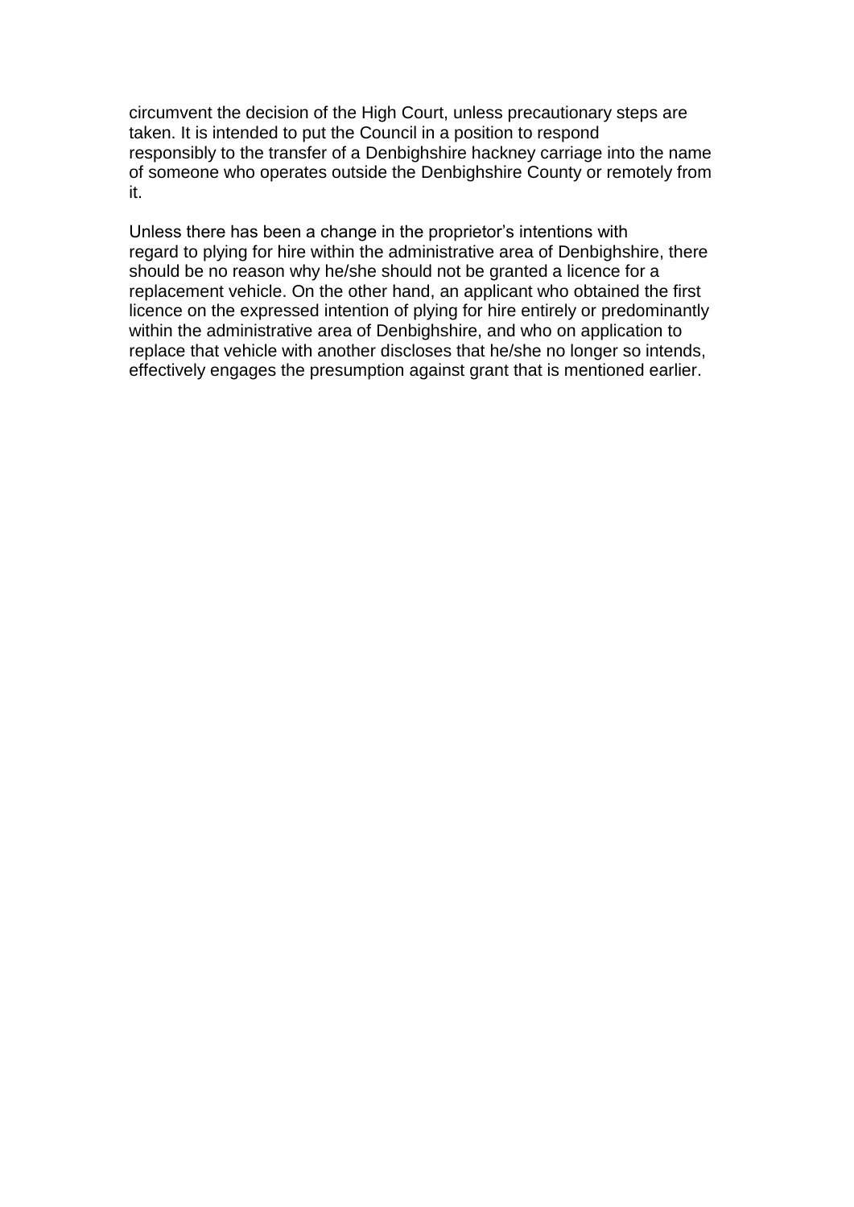circumvent the decision of the High Court, unless precautionary steps are taken. It is intended to put the Council in a position to respond responsibly to the transfer of a Denbighshire hackney carriage into the name of someone who operates outside the Denbighshire County or remotely from it.

Unless there has been a change in the proprietor's intentions with regard to plying for hire within the administrative area of Denbighshire, there should be no reason why he/she should not be granted a licence for a replacement vehicle. On the other hand, an applicant who obtained the first licence on the expressed intention of plying for hire entirely or predominantly within the administrative area of Denbighshire, and who on application to replace that vehicle with another discloses that he/she no longer so intends, effectively engages the presumption against grant that is mentioned earlier.